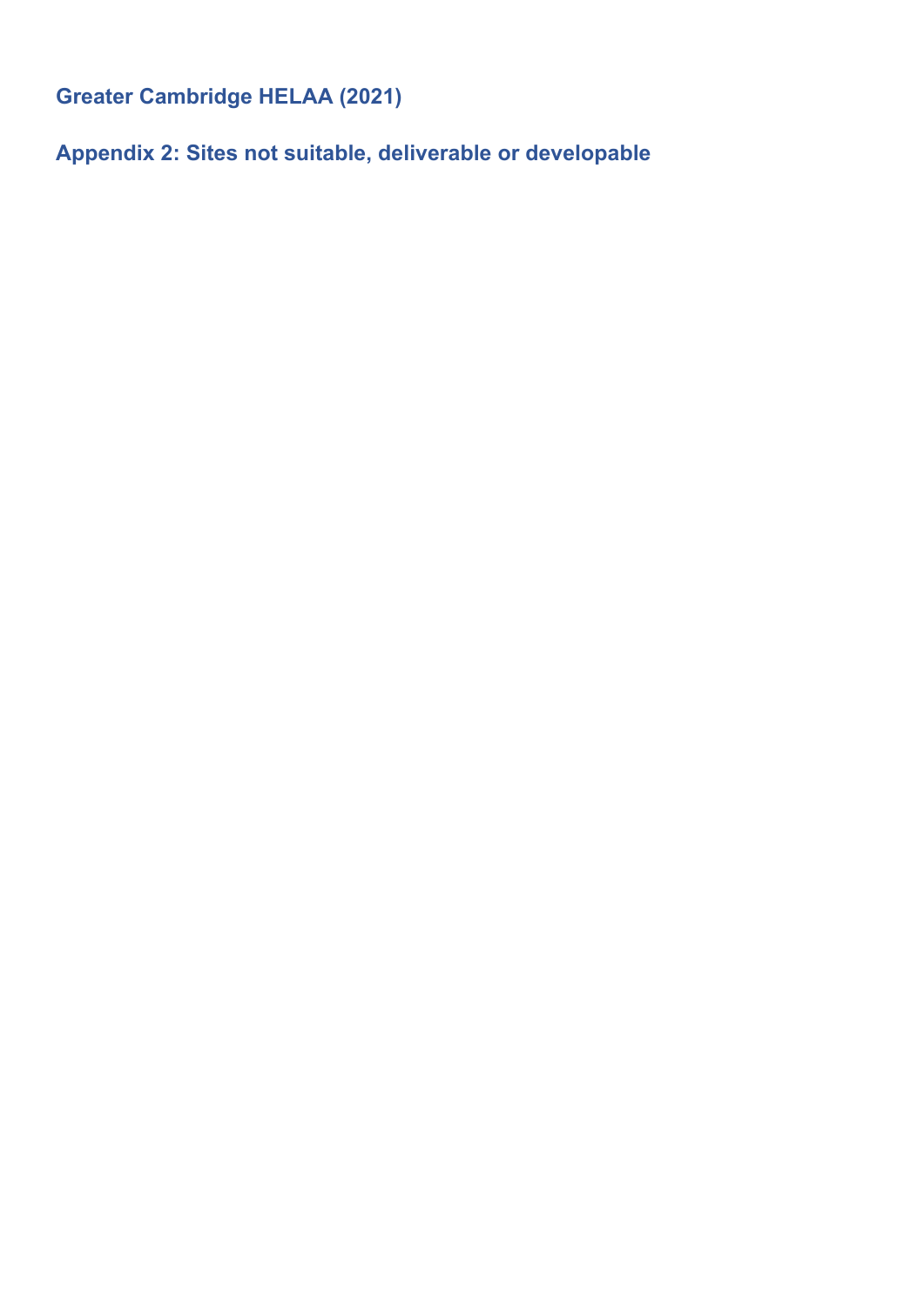# Greater Cambridge HELAA (2021)

## Appendix 2: Sites not suitable, deliverable or developable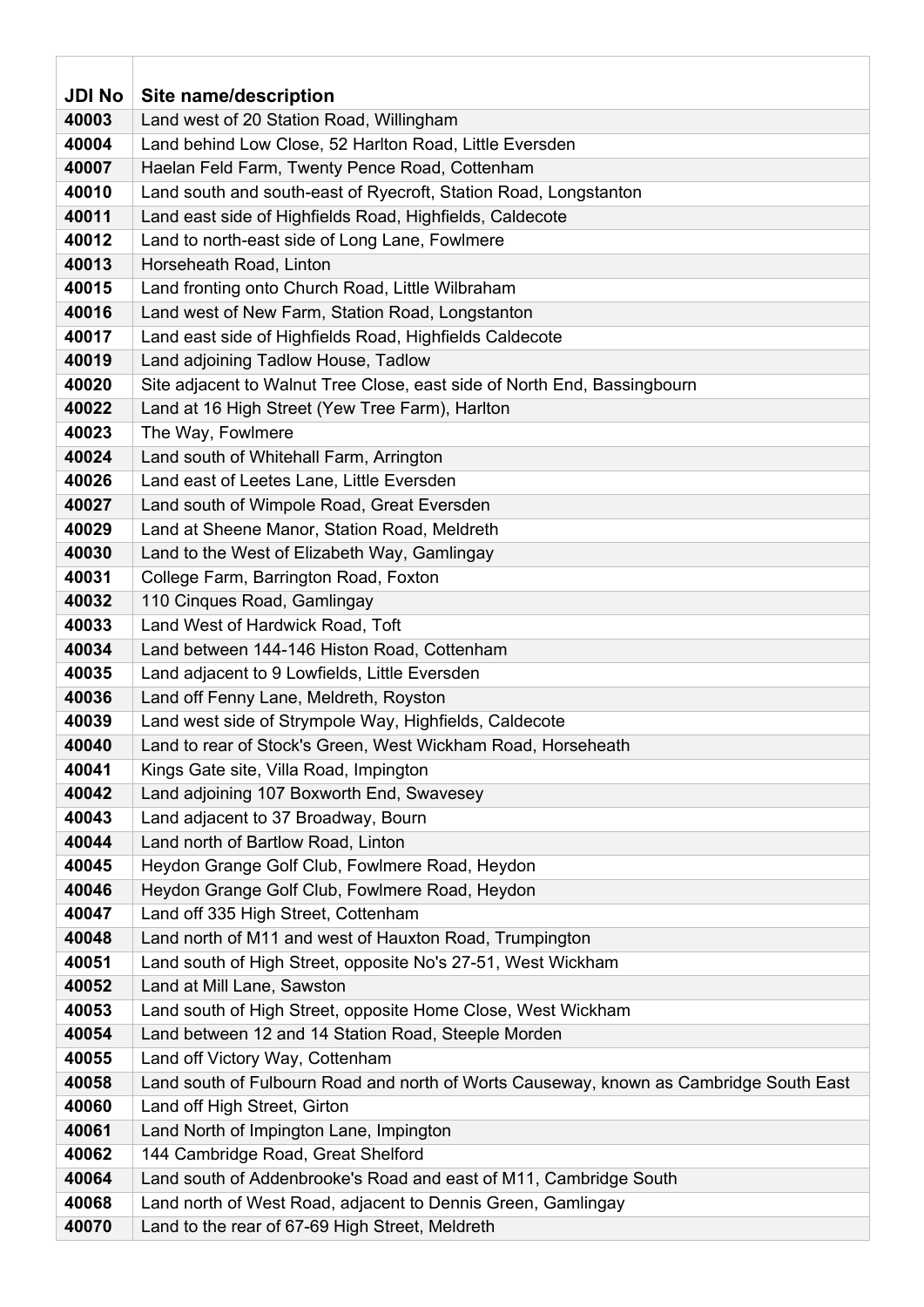| JDI No | Site name/description |
|---|---|
| 40003 | Land west of 20 Station Road, Willingham |
| 40004 | Land behind Low Close, 52 Harlton Road, Little Eversden |
| 40007 | Haelan Feld Farm, Twenty Pence Road, Cottenham |
| 40010 | Land south and south-east of Ryecroft, Station Road, Longstanton |
| 40011 | Land east side of Highfields Road, Highfields, Caldecote |
| 40012 | Land to north-east side of Long Lane, Fowlmere |
| 40013 | Horseheath Road, Linton |
| 40015 | Land fronting onto Church Road, Little Wilbraham |
| 40016 | Land west of New Farm, Station Road, Longstanton |
| 40017 | Land east side of Highfields Road, Highfields Caldecote |
| 40019 | Land adjoining Tadlow House, Tadlow |
| 40020 | Site adjacent to Walnut Tree Close, east side of North End, Bassingbourn |
| 40022 | Land at 16 High Street (Yew Tree Farm), Harlton |
| 40023 | The Way, Fowlmere |
| 40024 | Land south of Whitehall Farm, Arrington |
| 40026 | Land east of Leetes Lane, Little Eversden |
| 40027 | Land south of Wimpole Road, Great Eversden |
| 40029 | Land at Sheene Manor, Station Road, Meldreth |
| 40030 | Land to the West of Elizabeth Way, Gamlingay |
| 40031 | College Farm, Barrington Road, Foxton |
| 40032 | 110 Cinques Road, Gamlingay |
| 40033 | Land West of Hardwick Road, Toft |
| 40034 | Land between 144-146 Histon Road, Cottenham |
| 40035 | Land adjacent to 9 Lowfields, Little Eversden |
| 40036 | Land off Fenny Lane, Meldreth, Royston |
| 40039 | Land west side of Strympole Way, Highfields, Caldecote |
| 40040 | Land to rear of Stock's Green, West Wickham Road, Horseheath |
| 40041 | Kings Gate site, Villa Road, Impington |
| 40042 | Land adjoining 107 Boxworth End, Swavesey |
| 40043 | Land adjacent to 37 Broadway, Bourn |
| 40044 | Land north of Bartlow Road, Linton |
| 40045 | Heydon Grange Golf Club, Fowlmere Road, Heydon |
| 40046 | Heydon Grange Golf Club, Fowlmere Road, Heydon |
| 40047 | Land off 335 High Street, Cottenham |
| 40048 | Land north of M11 and west of Hauxton Road, Trumpington |
| 40051 | Land south of High Street, opposite No's 27-51, West Wickham |
| 40052 | Land at Mill Lane, Sawston |
| 40053 | Land south of High Street, opposite Home Close, West Wickham |
| 40054 | Land between 12 and 14 Station Road, Steeple Morden |
| 40055 | Land off Victory Way, Cottenham |
| 40058 | Land south of Fulbourn Road and north of Worts Causeway, known as Cambridge South East |
| 40060 | Land off High Street, Girton |
| 40061 | Land North of Impington Lane, Impington |
| 40062 | 144 Cambridge Road, Great Shelford |
| 40064 | Land south of Addenbrooke's Road and east of M11, Cambridge South |
| 40068 | Land north of West Road, adjacent to Dennis Green, Gamlingay |
| 40070 | Land to the rear of 67-69 High Street, Meldreth |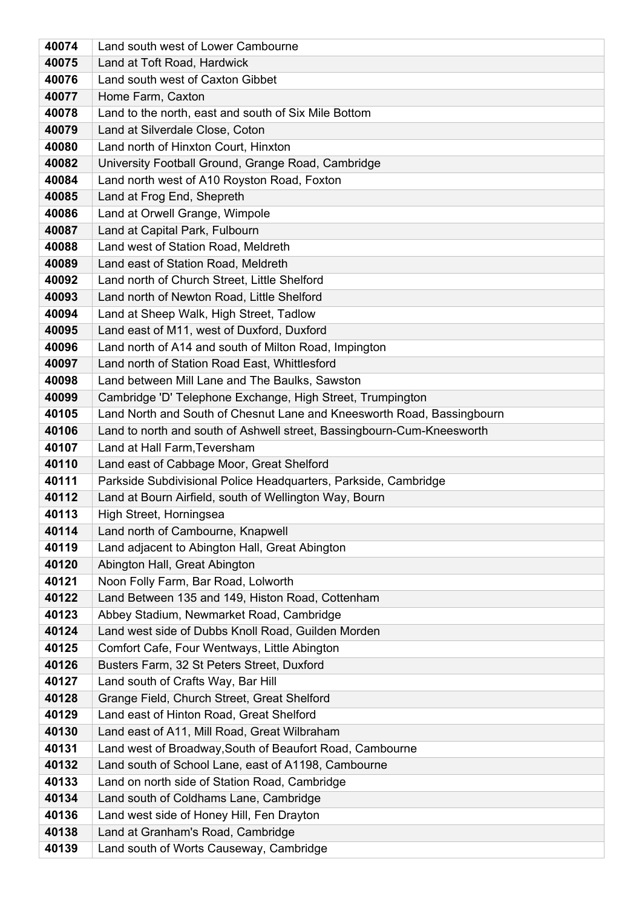| 40074 | Land south west of Lower Cambourne |
|---|---|
| 40075 | Land at Toft Road, Hardwick |
| 40076 | Land south west of Caxton Gibbet |
| 40077 | Home Farm, Caxton |
| 40078 | Land to the north, east and south of Six Mile Bottom |
| 40079 | Land at Silverdale Close, Coton |
| 40080 | Land north of Hinxton Court, Hinxton |
| 40082 | University Football Ground, Grange Road, Cambridge |
| 40084 | Land north west of A10 Royston Road, Foxton |
| 40085 | Land at Frog End, Shepreth |
| 40086 | Land at Orwell Grange, Wimpole |
| 40087 | Land at Capital Park, Fulbourn |
| 40088 | Land west of Station Road, Meldreth |
| 40089 | Land east of Station Road, Meldreth |
| 40092 | Land north of Church Street, Little Shelford |
| 40093 | Land north of Newton Road, Little Shelford |
| 40094 | Land at Sheep Walk, High Street, Tadlow |
| 40095 | Land east of M11, west of Duxford, Duxford |
| 40096 | Land north of A14 and south of Milton Road, Impington |
| 40097 | Land north of Station Road East, Whittlesford |
| 40098 | Land between Mill Lane and The Baulks, Sawston |
| 40099 | Cambridge 'D' Telephone Exchange, High Street, Trumpington |
| 40105 | Land North and South of Chesnut Lane and Kneesworth Road, Bassingbourn |
| 40106 | Land to north and south of Ashwell street, Bassingbourn-Cum-Kneesworth |
| 40107 | Land at Hall Farm,Teversham |
| 40110 | Land east of Cabbage Moor, Great Shelford |
| 40111 | Parkside Subdivisional Police Headquarters, Parkside, Cambridge |
| 40112 | Land at Bourn Airfield, south of Wellington Way, Bourn |
| 40113 | High Street, Horningsea |
| 40114 | Land north of Cambourne, Knapwell |
| 40119 | Land adjacent to Abington Hall, Great Abington |
| 40120 | Abington Hall, Great Abington |
| 40121 | Noon Folly Farm, Bar Road, Lolworth |
| 40122 | Land Between 135 and 149, Histon Road, Cottenham |
| 40123 | Abbey Stadium, Newmarket Road, Cambridge |
| 40124 | Land west side of Dubbs Knoll Road, Guilden Morden |
| 40125 | Comfort Cafe, Four Wentways, Little Abington |
| 40126 | Busters Farm, 32 St Peters Street, Duxford |
| 40127 | Land south of Crafts Way, Bar Hill |
| 40128 | Grange Field, Church Street, Great Shelford |
| 40129 | Land east of Hinton Road, Great Shelford |
| 40130 | Land east of A11, Mill Road, Great Wilbraham |
| 40131 | Land west of Broadway,South of Beaufort Road, Cambourne |
| 40132 | Land south of School Lane, east of A1198, Cambourne |
| 40133 | Land on north side of Station Road, Cambridge |
| 40134 | Land south of Coldhams Lane, Cambridge |
| 40136 | Land west side of Honey Hill, Fen Drayton |
| 40138 | Land at Granham's Road, Cambridge |
| 40139 | Land south of Worts Causeway, Cambridge |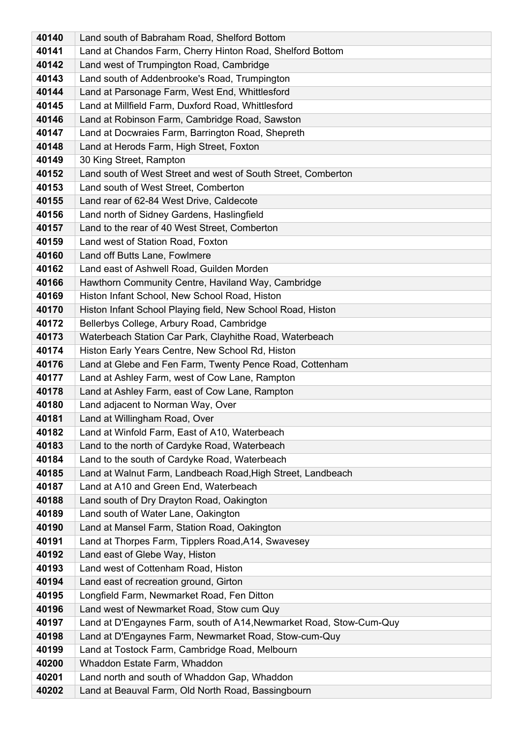| 40140 | Land south of Babraham Road, Shelford Bottom |
|---|---|
| 40141 | Land at Chandos Farm, Cherry Hinton Road, Shelford Bottom |
| 40142 | Land west of Trumpington Road, Cambridge |
| 40143 | Land south of Addenbrooke's Road, Trumpington |
| 40144 | Land at Parsonage Farm, West End, Whittlesford |
| 40145 | Land at Millfield Farm, Duxford Road, Whittlesford |
| 40146 | Land at Robinson Farm, Cambridge Road, Sawston |
| 40147 | Land at Docwraies Farm, Barrington Road, Shepreth |
| 40148 | Land at Herods Farm, High Street, Foxton |
| 40149 | 30 King Street, Rampton |
| 40152 | Land south of West Street and west of South Street, Comberton |
| 40153 | Land south of West Street, Comberton |
| 40155 | Land rear of 62-84 West Drive, Caldecote |
| 40156 | Land north of Sidney Gardens, Haslingfield |
| 40157 | Land to the rear of 40 West Street, Comberton |
| 40159 | Land west of Station Road, Foxton |
| 40160 | Land off Butts Lane, Fowlmere |
| 40162 | Land east of Ashwell Road, Guilden Morden |
| 40166 | Hawthorn Community Centre, Haviland Way, Cambridge |
| 40169 | Histon Infant School, New School Road, Histon |
| 40170 | Histon Infant School Playing field, New School Road, Histon |
| 40172 | Bellerbys College, Arbury Road, Cambridge |
| 40173 | Waterbeach Station Car Park, Clayhithe Road, Waterbeach |
| 40174 | Histon Early Years Centre, New School Rd, Histon |
| 40176 | Land at Glebe and Fen Farm, Twenty Pence Road, Cottenham |
| 40177 | Land at Ashley Farm, west of Cow Lane, Rampton |
| 40178 | Land at Ashley Farm, east of Cow Lane, Rampton |
| 40180 | Land adjacent to Norman Way, Over |
| 40181 | Land at Willingham Road, Over |
| 40182 | Land at Winfold Farm, East of A10, Waterbeach |
| 40183 | Land to the north of Cardyke Road, Waterbeach |
| 40184 | Land to the south of Cardyke Road, Waterbeach |
| 40185 | Land at Walnut Farm, Landbeach Road,High Street, Landbeach |
| 40187 | Land at A10 and Green End, Waterbeach |
| 40188 | Land south of Dry Drayton Road, Oakington |
| 40189 | Land south of Water Lane, Oakington |
| 40190 | Land at Mansel Farm, Station Road, Oakington |
| 40191 | Land at Thorpes Farm, Tipplers Road,A14, Swavesey |
| 40192 | Land east of Glebe Way, Histon |
| 40193 | Land west of Cottenham Road, Histon |
| 40194 | Land east of recreation ground, Girton |
| 40195 | Longfield Farm, Newmarket Road, Fen Ditton |
| 40196 | Land west of Newmarket Road, Stow cum Quy |
| 40197 | Land at D'Engaynes Farm, south of A14,Newmarket Road, Stow-Cum-Quy |
| 40198 | Land at D'Engaynes Farm, Newmarket Road, Stow-cum-Quy |
| 40199 | Land at Tostock Farm, Cambridge Road, Melbourn |
| 40200 | Whaddon Estate Farm, Whaddon |
| 40201 | Land north and south of Whaddon Gap, Whaddon |
| 40202 | Land at Beauval Farm, Old North Road, Bassingbourn |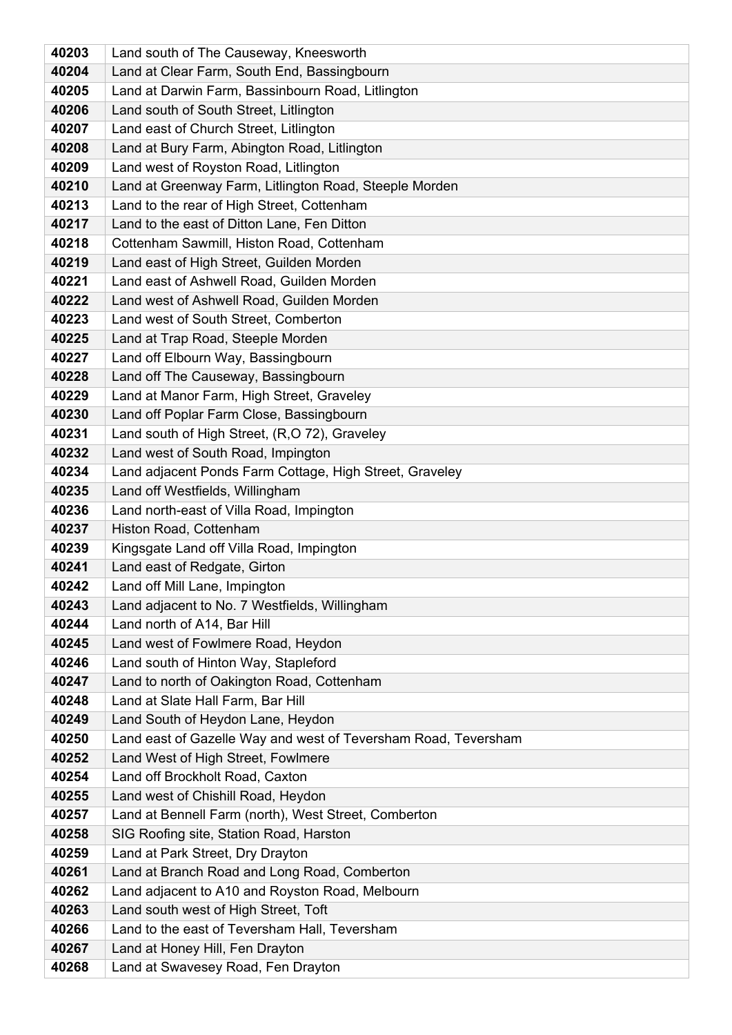| | |
|---|---|
| **40203** | Land south of The Causeway, Kneesworth |
| **40204** | Land at Clear Farm, South End, Bassingbourn |
| **40205** | Land at Darwin Farm, Bassinbourn Road, Litlington |
| **40206** | Land south of South Street, Litlington |
| **40207** | Land east of Church Street, Litlington |
| **40208** | Land at Bury Farm, Abington Road, Litlington |
| **40209** | Land west of Royston Road, Litlington |
| **40210** | Land at Greenway Farm, Litlington Road, Steeple Morden |
| **40213** | Land to the rear of High Street, Cottenham |
| **40217** | Land to the east of Ditton Lane, Fen Ditton |
| **40218** | Cottenham Sawmill, Histon Road, Cottenham |
| **40219** | Land east of High Street, Guilden Morden |
| **40221** | Land east of Ashwell Road, Guilden Morden |
| **40222** | Land west of Ashwell Road, Guilden Morden |
| **40223** | Land west of South Street, Comberton |
| **40225** | Land at Trap Road, Steeple Morden |
| **40227** | Land off Elbourn Way, Bassingbourn |
| **40228** | Land off The Causeway, Bassingbourn |
| **40229** | Land at Manor Farm, High Street, Graveley |
| **40230** | Land off Poplar Farm Close, Bassingbourn |
| **40231** | Land south of High Street, (R,O 72), Graveley |
| **40232** | Land west of South Road, Impington |
| **40234** | Land adjacent Ponds Farm Cottage, High Street, Graveley |
| **40235** | Land off Westfields, Willingham |
| **40236** | Land north-east of Villa Road, Impington |
| **40237** | Histon Road, Cottenham |
| **40239** | Kingsgate Land off Villa Road, Impington |
| **40241** | Land east of Redgate, Girton |
| **40242** | Land off Mill Lane, Impington |
| **40243** | Land adjacent to No. 7 Westfields, Willingham |
| **40244** | Land north of A14, Bar Hill |
| **40245** | Land west of Fowlmere Road, Heydon |
| **40246** | Land south of Hinton Way, Stapleford |
| **40247** | Land to north of Oakington Road, Cottenham |
| **40248** | Land at Slate Hall Farm, Bar Hill |
| **40249** | Land South of Heydon Lane, Heydon |
| **40250** | Land east of Gazelle Way and west of Teversham Road, Teversham |
| **40252** | Land West of High Street, Fowlmere |
| **40254** | Land off Brockholt Road, Caxton |
| **40255** | Land west of Chishill Road, Heydon |
| **40257** | Land at Bennell Farm (north), West Street, Comberton |
| **40258** | SIG Roofing site, Station Road, Harston |
| **40259** | Land at Park Street, Dry Drayton |
| **40261** | Land at Branch Road and Long Road, Comberton |
| **40262** | Land adjacent to A10 and Royston Road, Melbourn |
| **40263** | Land south west of High Street, Toft |
| **40266** | Land to the east of Teversham Hall, Teversham |
| **40267** | Land at Honey Hill, Fen Drayton |
| **40268** | Land at Swavesey Road, Fen Drayton |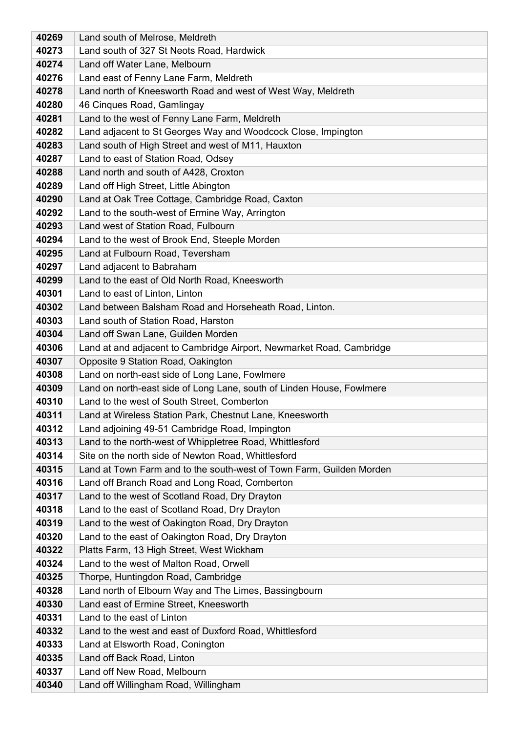| | |
|---|---|
| 40269 | Land south of Melrose, Meldreth |
| 40273 | Land south of 327 St Neots Road, Hardwick |
| 40274 | Land off Water Lane, Melbourn |
| 40276 | Land east of Fenny Lane Farm, Meldreth |
| 40278 | Land north of Kneesworth Road and west of West Way, Meldreth |
| 40280 | 46 Cinques Road, Gamlingay |
| 40281 | Land to the west of Fenny Lane Farm, Meldreth |
| 40282 | Land adjacent to St Georges Way and Woodcock Close, Impington |
| 40283 | Land south of High Street and west of M11, Hauxton |
| 40287 | Land to east of Station Road, Odsey |
| 40288 | Land north and south of A428, Croxton |
| 40289 | Land off High Street, Little Abington |
| 40290 | Land at Oak Tree Cottage, Cambridge Road, Caxton |
| 40292 | Land to the south-west of Ermine Way, Arrington |
| 40293 | Land west of Station Road, Fulbourn |
| 40294 | Land to the west of Brook End, Steeple Morden |
| 40295 | Land at Fulbourn Road, Teversham |
| 40297 | Land adjacent to Babraham |
| 40299 | Land to the east of Old North Road, Kneesworth |
| 40301 | Land to east of Linton, Linton |
| 40302 | Land between Balsham Road and Horseheath Road, Linton. |
| 40303 | Land south of Station Road, Harston |
| 40304 | Land off Swan Lane, Guilden Morden |
| 40306 | Land at and adjacent to Cambridge Airport, Newmarket Road, Cambridge |
| 40307 | Opposite 9 Station Road, Oakington |
| 40308 | Land on north-east side of Long Lane, Fowlmere |
| 40309 | Land on north-east side of Long Lane, south of Linden House, Fowlmere |
| 40310 | Land to the west of South Street, Comberton |
| 40311 | Land at Wireless Station Park, Chestnut Lane, Kneesworth |
| 40312 | Land adjoining 49-51 Cambridge Road, Impington |
| 40313 | Land to the north-west of Whippletree Road, Whittlesford |
| 40314 | Site on the north side of Newton Road, Whittlesford |
| 40315 | Land at Town Farm and to the south-west of Town Farm, Guilden Morden |
| 40316 | Land off Branch Road and Long Road, Comberton |
| 40317 | Land to the west of Scotland Road, Dry Drayton |
| 40318 | Land to the east of Scotland Road, Dry Drayton |
| 40319 | Land to the west of Oakington Road, Dry Drayton |
| 40320 | Land to the east of Oakington Road, Dry Drayton |
| 40322 | Platts Farm, 13 High Street, West Wickham |
| 40324 | Land to the west of Malton Road, Orwell |
| 40325 | Thorpe, Huntingdon Road, Cambridge |
| 40328 | Land north of Elbourn Way and The Limes, Bassingbourn |
| 40330 | Land east of Ermine Street, Kneesworth |
| 40331 | Land to the east of Linton |
| 40332 | Land to the west and east of Duxford Road, Whittlesford |
| 40333 | Land at Elsworth Road, Conington |
| 40335 | Land off Back Road, Linton |
| 40337 | Land off New Road, Melbourn |
| 40340 | Land off Willingham Road, Willingham |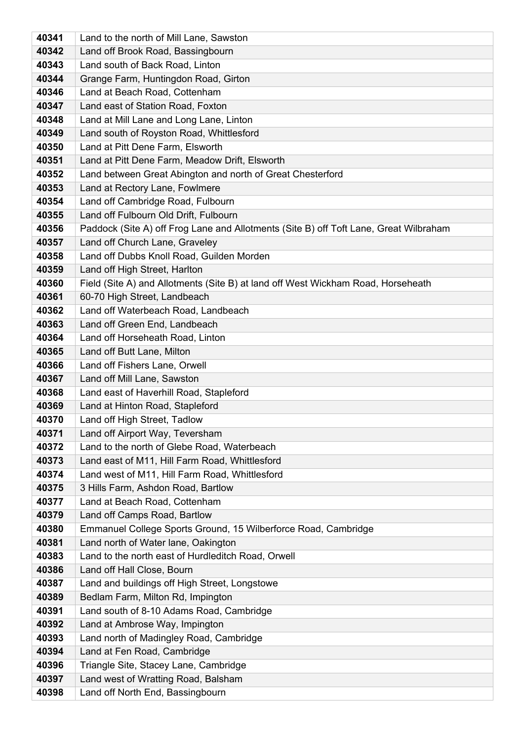| | |
|---|---|
| **40341** | Land to the north of Mill Lane, Sawston |
| **40342** | Land off Brook Road, Bassingbourn |
| **40343** | Land south of Back Road, Linton |
| **40344** | Grange Farm, Huntingdon Road, Girton |
| **40346** | Land at Beach Road, Cottenham |
| **40347** | Land east of Station Road, Foxton |
| **40348** | Land at Mill Lane and Long Lane, Linton |
| **40349** | Land south of Royston Road, Whittlesford |
| **40350** | Land at Pitt Dene Farm, Elsworth |
| **40351** | Land at Pitt Dene Farm, Meadow Drift, Elsworth |
| **40352** | Land between Great Abington and north of Great Chesterford |
| **40353** | Land at Rectory Lane, Fowlmere |
| **40354** | Land off Cambridge Road, Fulbourn |
| **40355** | Land off Fulbourn Old Drift, Fulbourn |
| **40356** | Paddock (Site A) off Frog Lane and Allotments (Site B) off Toft Lane, Great Wilbraham |
| **40357** | Land off Church Lane, Graveley |
| **40358** | Land off Dubbs Knoll Road, Guilden Morden |
| **40359** | Land off High Street, Harlton |
| **40360** | Field (Site A) and Allotments (Site B) at land off West Wickham Road, Horseheath |
| **40361** | 60-70 High Street, Landbeach |
| **40362** | Land off Waterbeach Road, Landbeach |
| **40363** | Land off Green End, Landbeach |
| **40364** | Land off Horseheath Road, Linton |
| **40365** | Land off Butt Lane, Milton |
| **40366** | Land off Fishers Lane, Orwell |
| **40367** | Land off Mill Lane, Sawston |
| **40368** | Land east of Haverhill Road, Stapleford |
| **40369** | Land at Hinton Road, Stapleford |
| **40370** | Land off High Street, Tadlow |
| **40371** | Land off Airport Way, Teversham |
| **40372** | Land to the north of Glebe Road, Waterbeach |
| **40373** | Land east of M11, Hill Farm Road, Whittlesford |
| **40374** | Land west of M11, Hill Farm Road, Whittlesford |
| **40375** | 3 Hills Farm, Ashdon Road, Bartlow |
| **40377** | Land at Beach Road, Cottenham |
| **40379** | Land off Camps Road, Bartlow |
| **40380** | Emmanuel College Sports Ground, 15 Wilberforce Road, Cambridge |
| **40381** | Land north of Water lane, Oakington |
| **40383** | Land to the north east of Hurdleditch Road, Orwell |
| **40386** | Land off Hall Close, Bourn |
| **40387** | Land and buildings off High Street, Longstowe |
| **40389** | Bedlam Farm, Milton Rd, Impington |
| **40391** | Land south of 8-10 Adams Road, Cambridge |
| **40392** | Land at Ambrose Way, Impington |
| **40393** | Land north of Madingley Road, Cambridge |
| **40394** | Land at Fen Road, Cambridge |
| **40396** | Triangle Site, Stacey Lane, Cambridge |
| **40397** | Land west of Wratting Road, Balsham |
| **40398** | Land off North End, Bassingbourn |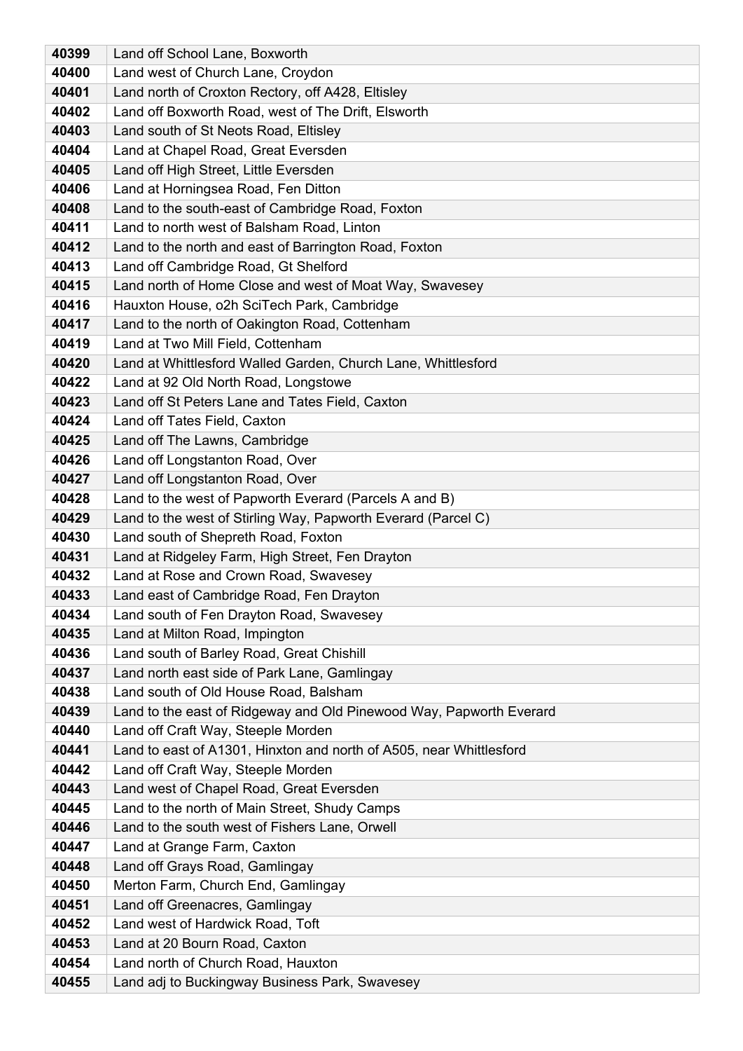| 40399 | Land off School Lane, Boxworth |
|---|---|
| 40400 | Land west of Church Lane, Croydon |
| 40401 | Land north of Croxton Rectory, off A428, Eltisley |
| 40402 | Land off Boxworth Road, west of The Drift, Elsworth |
| 40403 | Land south of St Neots Road, Eltisley |
| 40404 | Land at Chapel Road, Great Eversden |
| 40405 | Land off High Street, Little Eversden |
| 40406 | Land at Horningsea Road, Fen Ditton |
| 40408 | Land to the south-east of Cambridge Road, Foxton |
| 40411 | Land to north west of Balsham Road, Linton |
| 40412 | Land to the north and east of Barrington Road, Foxton |
| 40413 | Land off Cambridge Road, Gt Shelford |
| 40415 | Land north of Home Close and west of Moat Way, Swavesey |
| 40416 | Hauxton House, o2h SciTech Park, Cambridge |
| 40417 | Land to the north of Oakington Road, Cottenham |
| 40419 | Land at Two Mill Field, Cottenham |
| 40420 | Land at Whittlesford Walled Garden, Church Lane, Whittlesford |
| 40422 | Land at 92 Old North Road, Longstowe |
| 40423 | Land off St Peters Lane and Tates Field, Caxton |
| 40424 | Land off Tates Field, Caxton |
| 40425 | Land off The Lawns, Cambridge |
| 40426 | Land off Longstanton Road, Over |
| 40427 | Land off Longstanton Road, Over |
| 40428 | Land to the west of Papworth Everard (Parcels A and B) |
| 40429 | Land to the west of Stirling Way, Papworth Everard (Parcel C) |
| 40430 | Land south of Shepreth Road, Foxton |
| 40431 | Land at Ridgeley Farm, High Street, Fen Drayton |
| 40432 | Land at Rose and Crown Road, Swavesey |
| 40433 | Land east of Cambridge Road, Fen Drayton |
| 40434 | Land south of Fen Drayton Road, Swavesey |
| 40435 | Land at Milton Road, Impington |
| 40436 | Land south of Barley Road, Great Chishill |
| 40437 | Land north east side of Park Lane, Gamlingay |
| 40438 | Land south of Old House Road, Balsham |
| 40439 | Land to the east of Ridgeway and Old Pinewood Way, Papworth Everard |
| 40440 | Land off Craft Way, Steeple Morden |
| 40441 | Land to east of A1301, Hinxton and north of A505, near Whittlesford |
| 40442 | Land off Craft Way, Steeple Morden |
| 40443 | Land west of Chapel Road, Great Eversden |
| 40445 | Land to the north of Main Street, Shudy Camps |
| 40446 | Land to the south west of Fishers Lane, Orwell |
| 40447 | Land at Grange Farm, Caxton |
| 40448 | Land off Grays Road, Gamlingay |
| 40450 | Merton Farm, Church End, Gamlingay |
| 40451 | Land off Greenacres, Gamlingay |
| 40452 | Land west of Hardwick Road, Toft |
| 40453 | Land at 20 Bourn Road, Caxton |
| 40454 | Land north of Church Road, Hauxton |
| 40455 | Land adj to Buckingway Business Park, Swavesey |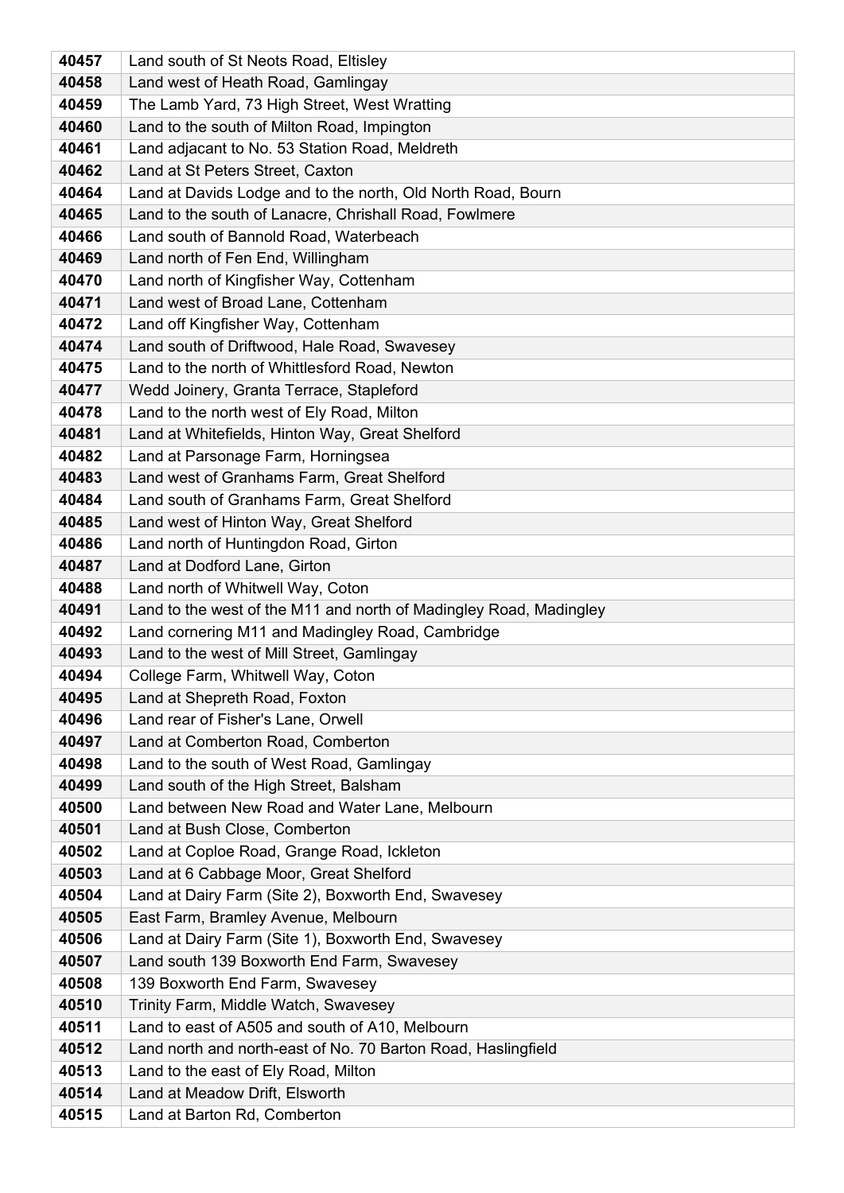| | |
|---|---|
| 40457 | Land south of St Neots Road, Eltisley |
| 40458 | Land west of Heath Road, Gamlingay |
| 40459 | The Lamb Yard, 73 High Street, West Wratting |
| 40460 | Land to the south of Milton Road, Impington |
| 40461 | Land adjacant to No. 53 Station Road, Meldreth |
| 40462 | Land at St Peters Street, Caxton |
| 40464 | Land at Davids Lodge and to the north, Old North Road, Bourn |
| 40465 | Land to the south of Lanacre, Chrishall Road, Fowlmere |
| 40466 | Land south of Bannold Road, Waterbeach |
| 40469 | Land north of Fen End, Willingham |
| 40470 | Land north of Kingfisher Way, Cottenham |
| 40471 | Land west of Broad Lane, Cottenham |
| 40472 | Land off Kingfisher Way, Cottenham |
| 40474 | Land south of Driftwood, Hale Road, Swavesey |
| 40475 | Land to the north of Whittlesford Road, Newton |
| 40477 | Wedd Joinery, Granta Terrace, Stapleford |
| 40478 | Land to the north west of Ely Road, Milton |
| 40481 | Land at Whitefields, Hinton Way, Great Shelford |
| 40482 | Land at Parsonage Farm, Horningsea |
| 40483 | Land west of Granhams Farm, Great Shelford |
| 40484 | Land south of Granhams Farm, Great Shelford |
| 40485 | Land west of Hinton Way, Great Shelford |
| 40486 | Land north of Huntingdon Road, Girton |
| 40487 | Land at Dodford Lane, Girton |
| 40488 | Land north of Whitwell Way, Coton |
| 40491 | Land to the west of the M11 and north of Madingley Road, Madingley |
| 40492 | Land cornering M11 and Madingley Road, Cambridge |
| 40493 | Land to the west of Mill Street, Gamlingay |
| 40494 | College Farm, Whitwell Way, Coton |
| 40495 | Land at Shepreth Road, Foxton |
| 40496 | Land rear of Fisher's Lane, Orwell |
| 40497 | Land at Comberton Road, Comberton |
| 40498 | Land to the south of West Road, Gamlingay |
| 40499 | Land south of the High Street, Balsham |
| 40500 | Land between New Road and Water Lane, Melbourn |
| 40501 | Land at Bush Close, Comberton |
| 40502 | Land at Coploe Road, Grange Road, Ickleton |
| 40503 | Land at 6 Cabbage Moor, Great Shelford |
| 40504 | Land at Dairy Farm (Site 2), Boxworth End, Swavesey |
| 40505 | East Farm, Bramley Avenue, Melbourn |
| 40506 | Land at Dairy Farm (Site 1), Boxworth End, Swavesey |
| 40507 | Land south 139 Boxworth End Farm, Swavesey |
| 40508 | 139 Boxworth End Farm, Swavesey |
| 40510 | Trinity Farm, Middle Watch, Swavesey |
| 40511 | Land to east of A505 and south of A10, Melbourn |
| 40512 | Land north and north-east of No. 70 Barton Road, Haslingfield |
| 40513 | Land to the east of Ely Road, Milton |
| 40514 | Land at Meadow Drift, Elsworth |
| 40515 | Land at Barton Rd, Comberton |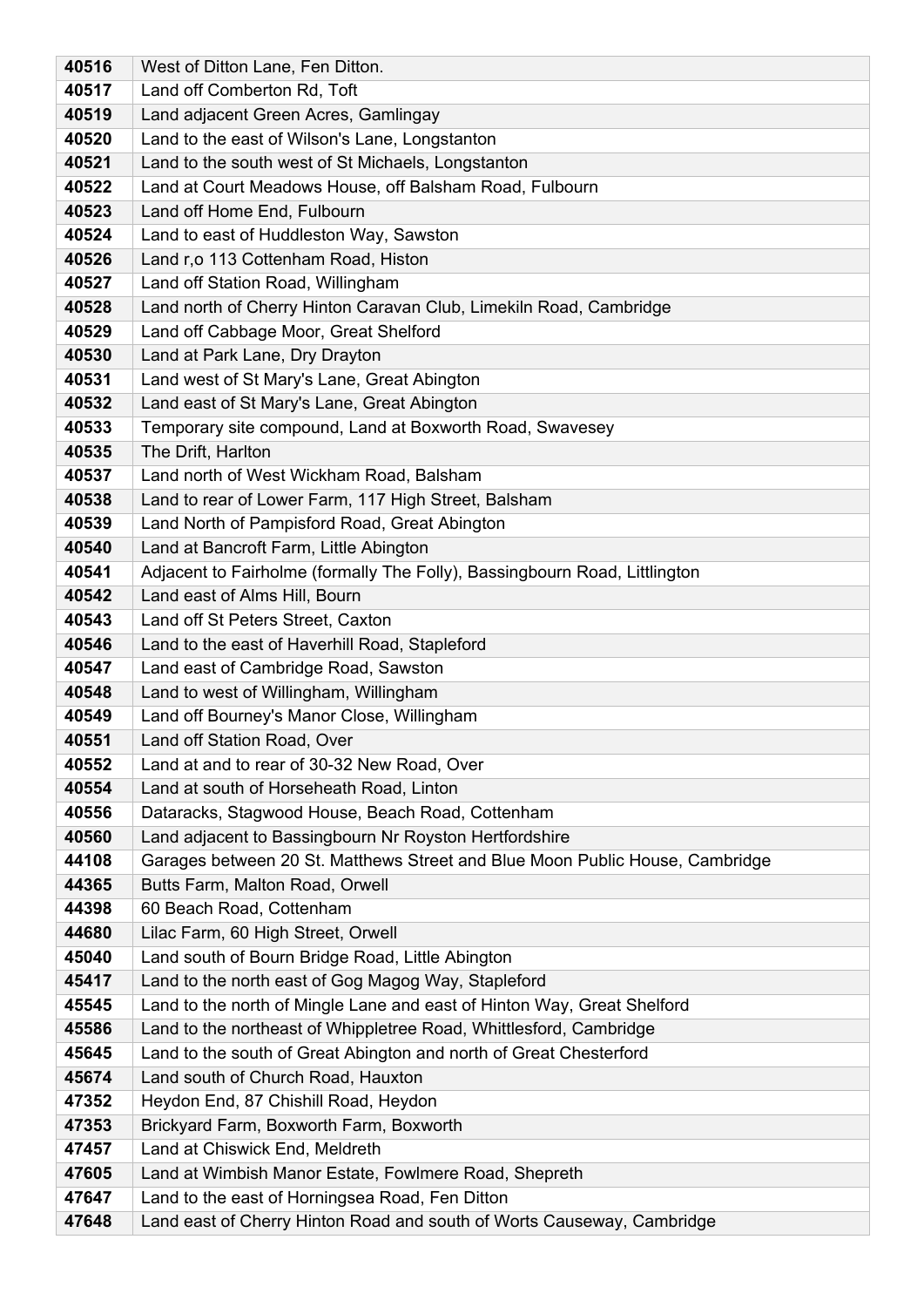| 40516 | West of Ditton Lane, Fen Ditton. |
|---|---|
| 40517 | Land off Comberton Rd, Toft |
| 40519 | Land adjacent Green Acres, Gamlingay |
| 40520 | Land to the east of Wilson's Lane, Longstanton |
| 40521 | Land to the south west of St Michaels, Longstanton |
| 40522 | Land at Court Meadows House, off Balsham Road, Fulbourn |
| 40523 | Land off Home End, Fulbourn |
| 40524 | Land to east of Huddleston Way, Sawston |
| 40526 | Land r,o 113 Cottenham Road, Histon |
| 40527 | Land off Station Road, Willingham |
| 40528 | Land north of Cherry Hinton Caravan Club, Limekiln Road, Cambridge |
| 40529 | Land off Cabbage Moor, Great Shelford |
| 40530 | Land at Park Lane, Dry Drayton |
| 40531 | Land west of St Mary's Lane, Great Abington |
| 40532 | Land east of St Mary's Lane, Great Abington |
| 40533 | Temporary site compound, Land at Boxworth Road, Swavesey |
| 40535 | The Drift, Harlton |
| 40537 | Land north of West Wickham Road, Balsham |
| 40538 | Land to rear of Lower Farm, 117 High Street, Balsham |
| 40539 | Land North of Pampisford Road, Great Abington |
| 40540 | Land at Bancroft Farm, Little Abington |
| 40541 | Adjacent to Fairholme (formally The Folly), Bassingbourn Road, Littlington |
| 40542 | Land east of Alms Hill, Bourn |
| 40543 | Land off St Peters Street, Caxton |
| 40546 | Land to the east of Haverhill Road, Stapleford |
| 40547 | Land east of Cambridge Road, Sawston |
| 40548 | Land to west of Willingham, Willingham |
| 40549 | Land off Bourney's Manor Close, Willingham |
| 40551 | Land off Station Road, Over |
| 40552 | Land at and to rear of 30-32 New Road, Over |
| 40554 | Land at south of Horseheath Road, Linton |
| 40556 | Dataracks, Stagwood House, Beach Road, Cottenham |
| 40560 | Land adjacent to Bassingbourn Nr Royston Hertfordshire |
| 44108 | Garages between 20 St. Matthews Street and Blue Moon Public House, Cambridge |
| 44365 | Butts Farm, Malton Road, Orwell |
| 44398 | 60 Beach Road, Cottenham |
| 44680 | Lilac Farm, 60 High Street, Orwell |
| 45040 | Land south of Bourn Bridge Road, Little Abington |
| 45417 | Land to the north east of Gog Magog Way, Stapleford |
| 45545 | Land to the north of Mingle Lane and east of Hinton Way, Great Shelford |
| 45586 | Land to the northeast of Whippletree Road, Whittlesford, Cambridge |
| 45645 | Land to the south of Great Abington and north of Great Chesterford |
| 45674 | Land south of Church Road, Hauxton |
| 47352 | Heydon End, 87 Chishill Road, Heydon |
| 47353 | Brickyard Farm, Boxworth Farm, Boxworth |
| 47457 | Land at Chiswick End, Meldreth |
| 47605 | Land at Wimbish Manor Estate, Fowlmere Road, Shepreth |
| 47647 | Land to the east of Horningsea Road, Fen Ditton |
| 47648 | Land east of Cherry Hinton Road and south of Worts Causeway, Cambridge |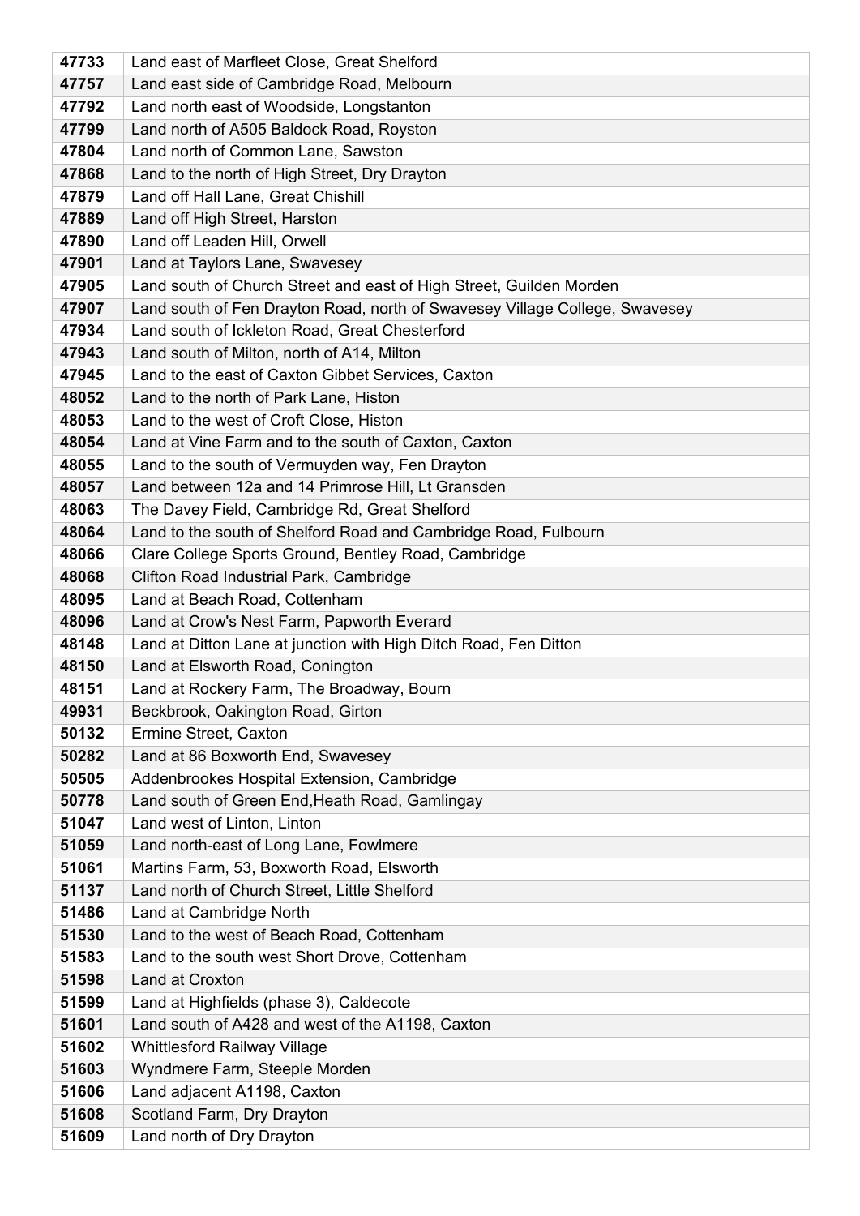| 47733 | Land east of Marfleet Close, Great Shelford |
|---|---|
| 47757 | Land east side of Cambridge Road, Melbourn |
| 47792 | Land north east of Woodside, Longstanton |
| 47799 | Land north of A505 Baldock Road, Royston |
| 47804 | Land north of Common Lane, Sawston |
| 47868 | Land to the north of High Street, Dry Drayton |
| 47879 | Land off Hall Lane, Great Chishill |
| 47889 | Land off High Street, Harston |
| 47890 | Land off Leaden Hill, Orwell |
| 47901 | Land at Taylors Lane, Swavesey |
| 47905 | Land south of Church Street and east of High Street, Guilden Morden |
| 47907 | Land south of Fen Drayton Road, north of Swavesey Village College, Swavesey |
| 47934 | Land south of Ickleton Road, Great Chesterford |
| 47943 | Land south of Milton, north of A14, Milton |
| 47945 | Land to the east of Caxton Gibbet Services, Caxton |
| 48052 | Land to the north of Park Lane, Histon |
| 48053 | Land to the west of Croft Close, Histon |
| 48054 | Land at Vine Farm and to the south of Caxton, Caxton |
| 48055 | Land to the south of Vermuyden way, Fen Drayton |
| 48057 | Land between 12a and 14 Primrose Hill, Lt Gransden |
| 48063 | The Davey Field, Cambridge Rd, Great Shelford |
| 48064 | Land to the south of Shelford Road and Cambridge Road, Fulbourn |
| 48066 | Clare College Sports Ground, Bentley Road, Cambridge |
| 48068 | Clifton Road Industrial Park, Cambridge |
| 48095 | Land at Beach Road, Cottenham |
| 48096 | Land at Crow's Nest Farm, Papworth Everard |
| 48148 | Land at Ditton Lane at junction with High Ditch Road, Fen Ditton |
| 48150 | Land at Elsworth Road, Conington |
| 48151 | Land at Rockery Farm, The Broadway, Bourn |
| 49931 | Beckbrook, Oakington Road, Girton |
| 50132 | Ermine Street, Caxton |
| 50282 | Land at 86 Boxworth End, Swavesey |
| 50505 | Addenbrookes Hospital Extension, Cambridge |
| 50778 | Land south of Green End,Heath Road, Gamlingay |
| 51047 | Land west of Linton, Linton |
| 51059 | Land north-east of Long Lane, Fowlmere |
| 51061 | Martins Farm, 53, Boxworth Road, Elsworth |
| 51137 | Land north of Church Street, Little Shelford |
| 51486 | Land at Cambridge North |
| 51530 | Land to the west of Beach Road, Cottenham |
| 51583 | Land to the south west Short Drove, Cottenham |
| 51598 | Land at Croxton |
| 51599 | Land at Highfields (phase 3), Caldecote |
| 51601 | Land south of A428 and west of the A1198, Caxton |
| 51602 | Whittlesford Railway Village |
| 51603 | Wyndmere Farm, Steeple Morden |
| 51606 | Land adjacent A1198, Caxton |
| 51608 | Scotland Farm, Dry Drayton |
| 51609 | Land north of Dry Drayton |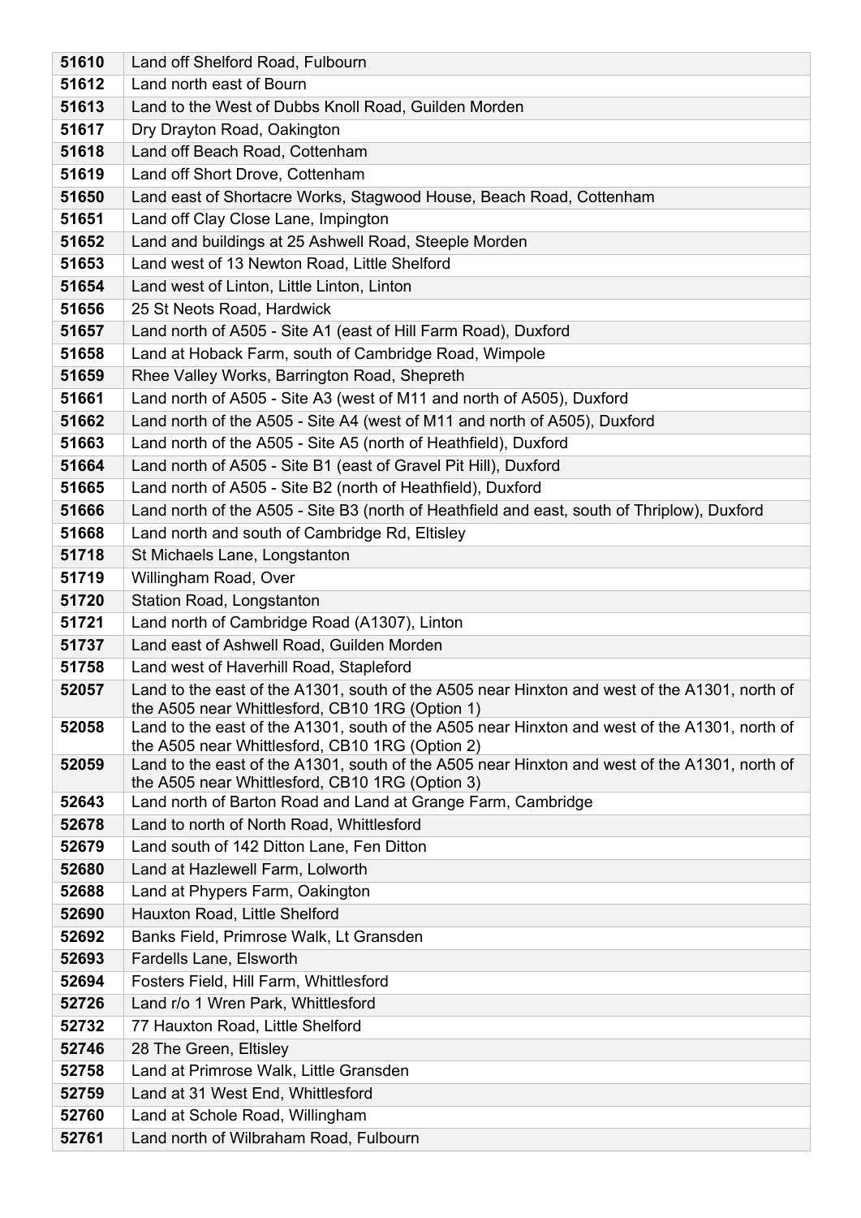| | |
|---|---|
| **51610** | Land off Shelford Road, Fulbourn |
| **51612** | Land north east of Bourn |
| **51613** | Land to the West of Dubbs Knoll Road, Guilden Morden |
| **51617** | Dry Drayton Road, Oakington |
| **51618** | Land off Beach Road, Cottenham |
| **51619** | Land off Short Drove, Cottenham |
| **51650** | Land east of Shortacre Works, Stagwood House, Beach Road, Cottenham |
| **51651** | Land off Clay Close Lane, Impington |
| **51652** | Land and buildings at 25 Ashwell Road, Steeple Morden |
| **51653** | Land west of 13 Newton Road, Little Shelford |
| **51654** | Land west of Linton, Little Linton, Linton |
| **51656** | 25 St Neots Road, Hardwick |
| **51657** | Land north of A505 - Site A1 (east of Hill Farm Road), Duxford |
| **51658** | Land at Hoback Farm, south of Cambridge Road, Wimpole |
| **51659** | Rhee Valley Works, Barrington Road, Shepreth |
| **51661** | Land north of A505 - Site A3 (west of M11 and north of A505), Duxford |
| **51662** | Land north of the A505 - Site A4 (west of M11 and north of A505), Duxford |
| **51663** | Land north of the A505 - Site A5 (north of Heathfield), Duxford |
| **51664** | Land north of A505 - Site B1 (east of Gravel Pit Hill), Duxford |
| **51665** | Land north of A505 - Site B2 (north of Heathfield), Duxford |
| **51666** | Land north of the A505 - Site B3 (north of Heathfield and east, south of Thriplow), Duxford |
| **51668** | Land north and south of Cambridge Rd, Eltisley |
| **51718** | St Michaels Lane, Longstanton |
| **51719** | Willingham Road, Over |
| **51720** | Station Road, Longstanton |
| **51721** | Land north of Cambridge Road (A1307), Linton |
| **51737** | Land east of Ashwell Road, Guilden Morden |
| **51758** | Land west of Haverhill Road, Stapleford |
| **52057** | Land to the east of the A1301, south of the A505 near Hinxton and west of the A1301, north of the A505 near Whittlesford, CB10 1RG (Option 1) |
| **52058** | Land to the east of the A1301, south of the A505 near Hinxton and west of the A1301, north of the A505 near Whittlesford, CB10 1RG (Option 2) |
| **52059** | Land to the east of the A1301, south of the A505 near Hinxton and west of the A1301, north of the A505 near Whittlesford, CB10 1RG (Option 3) |
| **52643** | Land north of Barton Road and Land at Grange Farm, Cambridge |
| **52678** | Land to north of North Road, Whittlesford |
| **52679** | Land south of 142 Ditton Lane, Fen Ditton |
| **52680** | Land at Hazlewell Farm, Lolworth |
| **52688** | Land at Phypers Farm, Oakington |
| **52690** | Hauxton Road, Little Shelford |
| **52692** | Banks Field, Primrose Walk, Lt Gransden |
| **52693** | Fardells Lane, Elsworth |
| **52694** | Fosters Field, Hill Farm, Whittlesford |
| **52726** | Land r/o 1 Wren Park, Whittlesford |
| **52732** | 77 Hauxton Road, Little Shelford |
| **52746** | 28 The Green, Eltisley |
| **52758** | Land at Primrose Walk, Little Gransden |
| **52759** | Land at 31 West End, Whittlesford |
| **52760** | Land at Schole Road, Willingham |
| **52761** | Land north of Wilbraham Road, Fulbourn |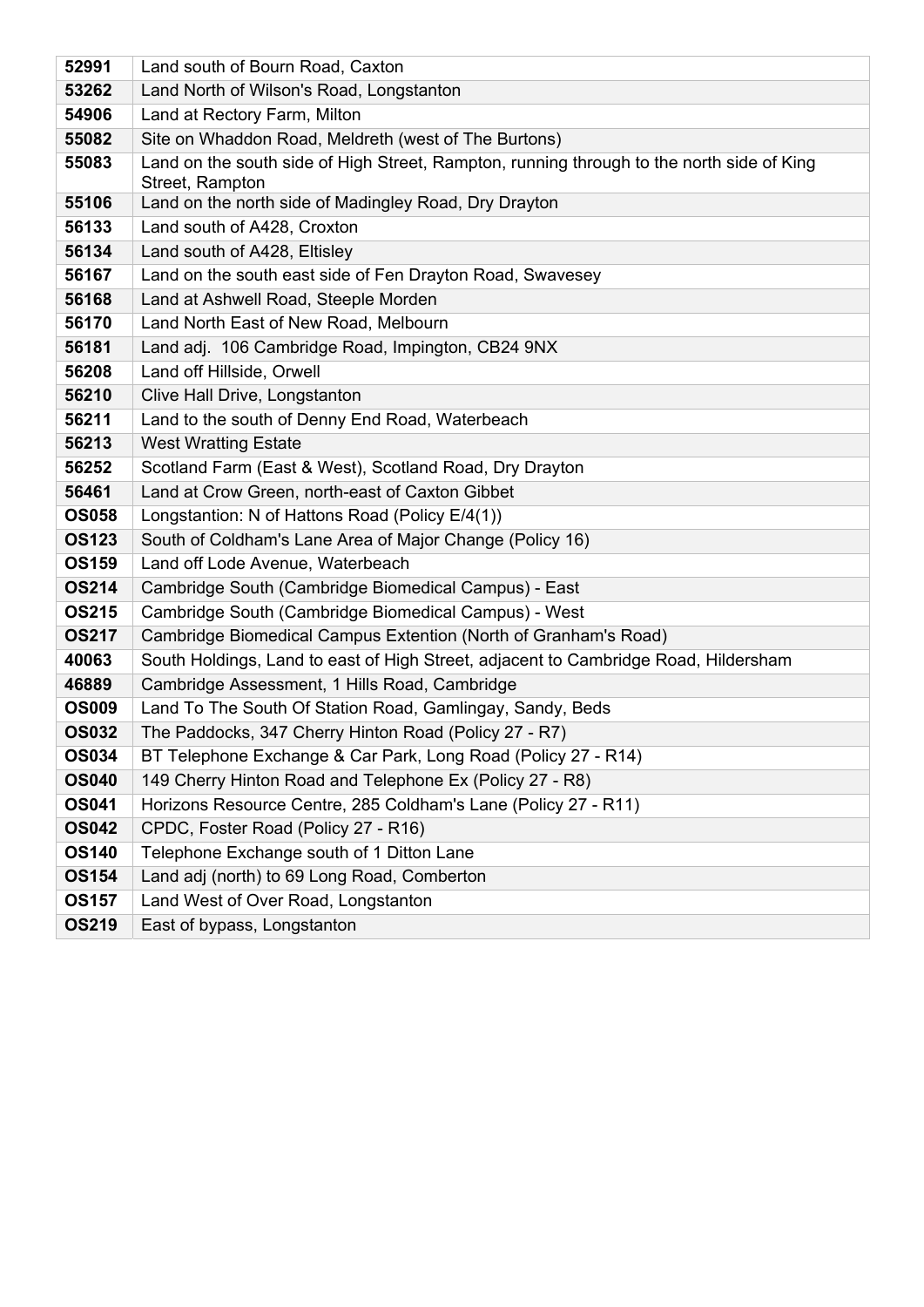| | |
|---|---|
| **52991** | Land south of Bourn Road, Caxton |
| **53262** | Land North of Wilson's Road, Longstanton |
| **54906** | Land at Rectory Farm, Milton |
| **55082** | Site on Whaddon Road, Meldreth (west of The Burtons) |
| **55083** | Land on the south side of High Street, Rampton, running through to the north side of King Street, Rampton |
| **55106** | Land on the north side of Madingley Road, Dry Drayton |
| **56133** | Land south of A428, Croxton |
| **56134** | Land south of A428, Eltisley |
| **56167** | Land on the south east side of Fen Drayton Road, Swavesey |
| **56168** | Land at Ashwell Road, Steeple Morden |
| **56170** | Land North East of New Road, Melbourn |
| **56181** | Land adj. 106 Cambridge Road, Impington, CB24 9NX |
| **56208** | Land off Hillside, Orwell |
| **56210** | Clive Hall Drive, Longstanton |
| **56211** | Land to the south of Denny End Road, Waterbeach |
| **56213** | West Wratting Estate |
| **56252** | Scotland Farm (East & West), Scotland Road, Dry Drayton |
| **56461** | Land at Crow Green, north-east of Caxton Gibbet |
| **OS058** | Longstantion: N of Hattons Road (Policy E/4(1)) |
| **OS123** | South of Coldham's Lane Area of Major Change (Policy 16) |
| **OS159** | Land off Lode Avenue, Waterbeach |
| **OS214** | Cambridge South (Cambridge Biomedical Campus) - East |
| **OS215** | Cambridge South (Cambridge Biomedical Campus) - West |
| **OS217** | Cambridge Biomedical Campus Extention (North of Granham's Road) |
| **40063** | South Holdings, Land to east of High Street, adjacent to Cambridge Road, Hildersham |
| **46889** | Cambridge Assessment, 1 Hills Road, Cambridge |
| **OS009** | Land To The South Of Station Road, Gamlingay, Sandy, Beds |
| **OS032** | The Paddocks, 347 Cherry Hinton Road (Policy 27 - R7) |
| **OS034** | BT Telephone Exchange & Car Park, Long Road (Policy 27 - R14) |
| **OS040** | 149 Cherry Hinton Road and Telephone Ex (Policy 27 - R8) |
| **OS041** | Horizons Resource Centre, 285 Coldham's Lane (Policy 27 - R11) |
| **OS042** | CPDC, Foster Road (Policy 27 - R16) |
| **OS140** | Telephone Exchange south of 1 Ditton Lane |
| **OS154** | Land adj (north) to 69 Long Road, Comberton |
| **OS157** | Land West of Over Road, Longstanton |
| **OS219** | East of bypass, Longstanton |